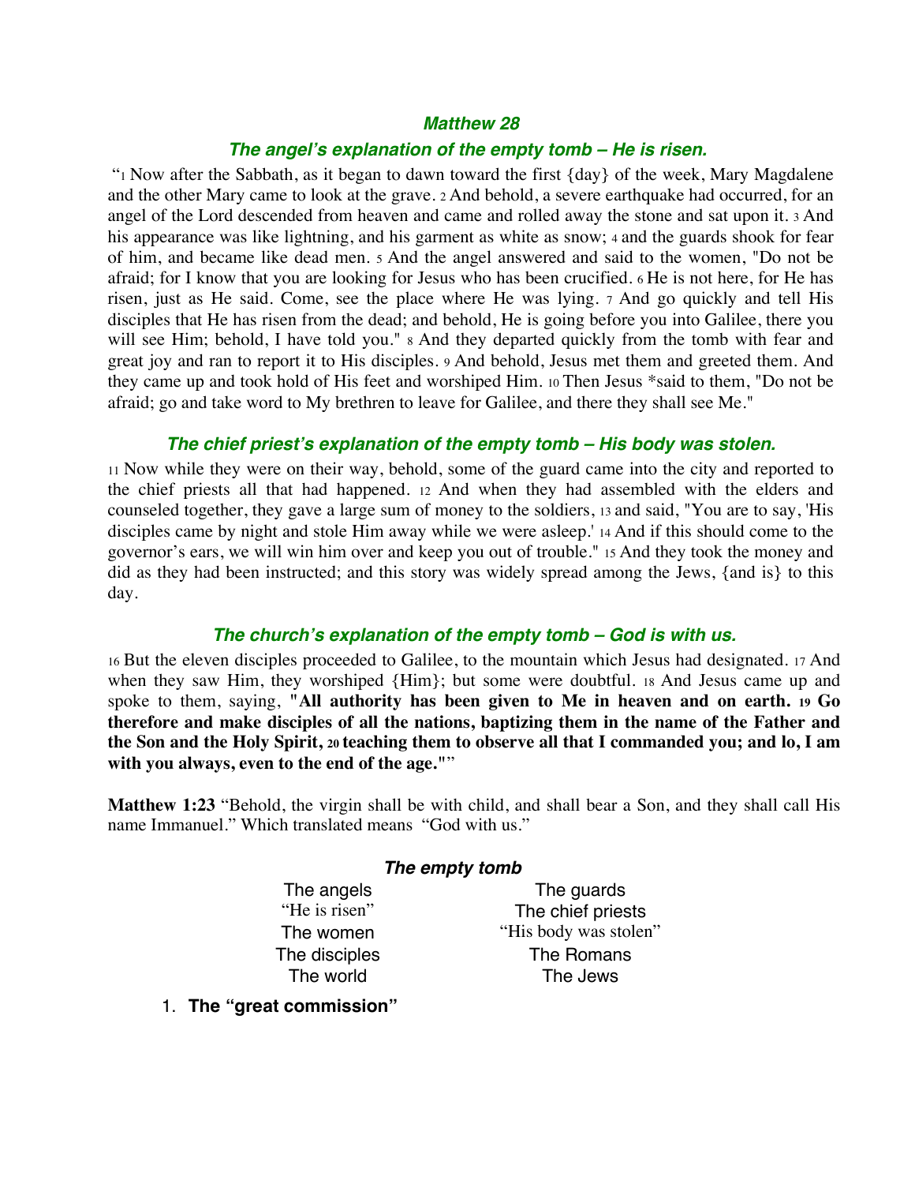## *Matthew 28*

### *The angel's explanation of the empty tomb – He is risen.*

"1 Now after the Sabbath, as it began to dawn toward the first {day} of the week, Mary Magdalene and the other Mary came to look at the grave. 2 And behold, a severe earthquake had occurred, for an angel of the Lord descended from heaven and came and rolled away the stone and sat upon it. 3 And his appearance was like lightning, and his garment as white as snow; 4 and the guards shook for fear of him, and became like dead men. 5 And the angel answered and said to the women, "Do not be afraid; for I know that you are looking for Jesus who has been crucified. 6 He is not here, for He has risen, just as He said. Come, see the place where He was lying. 7 And go quickly and tell His disciples that He has risen from the dead; and behold, He is going before you into Galilee, there you will see Him; behold, I have told you." 8 And they departed quickly from the tomb with fear and great joy and ran to report it to His disciples. 9 And behold, Jesus met them and greeted them. And they came up and took hold of His feet and worshiped Him. 10 Then Jesus *said to them, "Do not be afraid; go and take word to My brethren to leave for Galilee, and there they shall see Me."

### *The chief priest's explanation of the empty tomb – His body was stolen.*

11 Now while they were on their way, behold, some of the guard came into the city and reported to the chief priests all that had happened. 12 And when they had assembled with the elders and counseled together, they gave a large sum of money to the soldiers, 13 and said, "You are to say, 'His disciples came by night and stole Him away while we were asleep.' 14 And if this should come to the governor's ears, we will win him over and keep you out of trouble." 15 And they took the money and did as they had been instructed; and this story was widely spread among the Jews, {and is} to this day.

### *The church's explanation of the empty tomb – God is with us.*

16 But the eleven disciples proceeded to Galilee, to the mountain which Jesus had designated. 17 And when they saw Him, they worshiped {Him}; but some were doubtful. 18 And Jesus came up and spoke to them, saying, **"All authority has been given to Me in heaven and on earth. 19 Go therefore and make disciples of all the nations, baptizing them in the name of the Father and the Son and the Holy Spirit, 20 teaching them to observe all that I commanded you; and lo, I am with you always, even to the end of the age."**"

**Matthew 1:23** "Behold, the virgin shall be with child, and shall bear a Son, and they shall call His name Immanuel." Which translated means "God with us."

### *The empty tomb*

| The angels | The guards |
|---|---|
| "He is risen" | The chief priests |
| The women | "His body was stolen" |
| The disciples | The Romans |
| The world | The Jews |

1. **The "great commission"**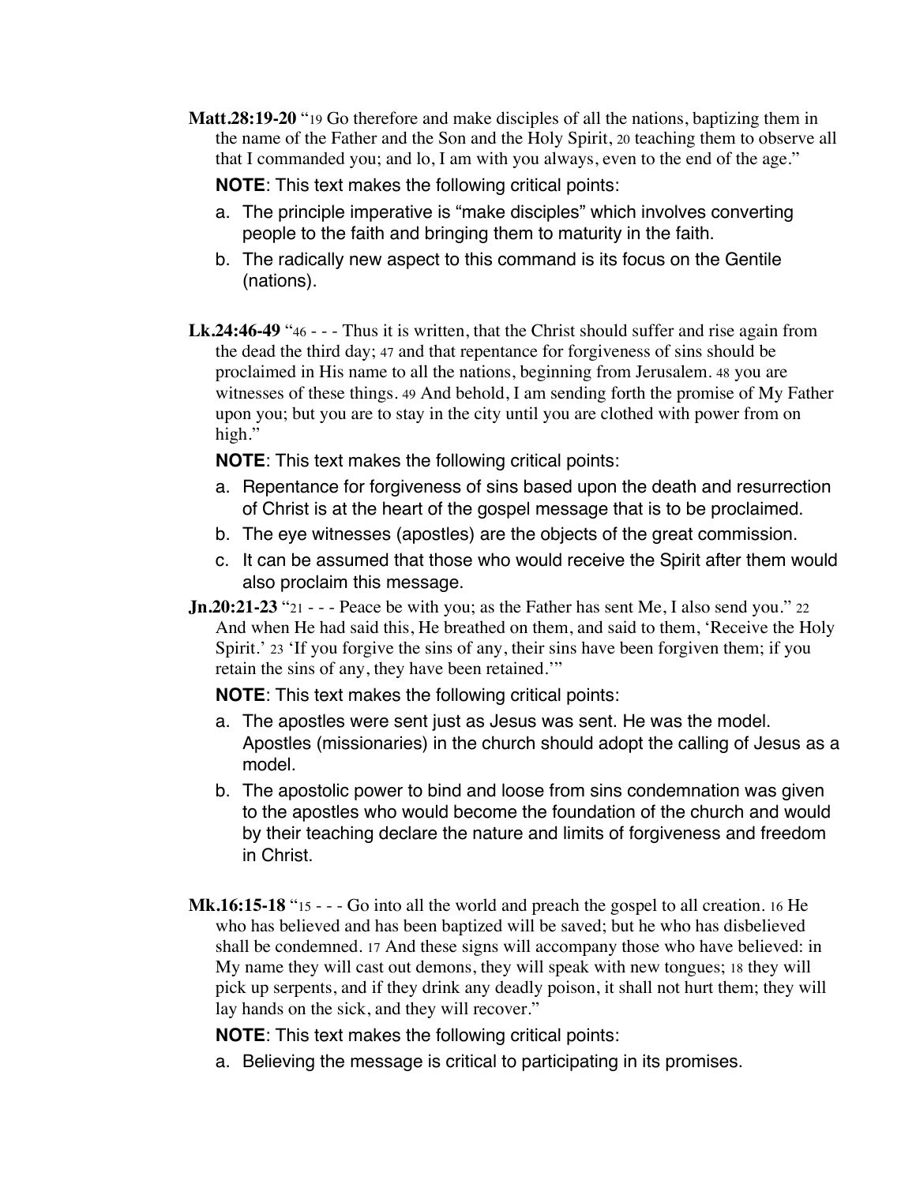**Matt.28:19-20** "19 Go therefore and make disciples of all the nations, baptizing them in the name of the Father and the Son and the Holy Spirit, 20 teaching them to observe all that I commanded you; and lo, I am with you always, even to the end of the age."

**NOTE**: This text makes the following critical points:

a. The principle imperative is "make disciples" which involves converting people to the faith and bringing them to maturity in the faith.
b. The radically new aspect to this command is its focus on the Gentile (nations).

**Lk.24:46-49** "46 - - - Thus it is written, that the Christ should suffer and rise again from the dead the third day; 47 and that repentance for forgiveness of sins should be proclaimed in His name to all the nations, beginning from Jerusalem. 48 you are witnesses of these things. 49 And behold, I am sending forth the promise of My Father upon you; but you are to stay in the city until you are clothed with power from on high."

**NOTE**: This text makes the following critical points:

a. Repentance for forgiveness of sins based upon the death and resurrection of Christ is at the heart of the gospel message that is to be proclaimed.
b. The eye witnesses (apostles) are the objects of the great commission.
c. It can be assumed that those who would receive the Spirit after them would also proclaim this message.

**Jn.20:21-23** "21 - - - Peace be with you; as the Father has sent Me, I also send you." 22 And when He had said this, He breathed on them, and said to them, 'Receive the Holy Spirit.' 23 'If you forgive the sins of any, their sins have been forgiven them; if you retain the sins of any, they have been retained.'"

**NOTE**: This text makes the following critical points:

a. The apostles were sent just as Jesus was sent. He was the model. Apostles (missionaries) in the church should adopt the calling of Jesus as a model.
b. The apostolic power to bind and loose from sins condemnation was given to the apostles who would become the foundation of the church and would by their teaching declare the nature and limits of forgiveness and freedom in Christ.

**Mk.16:15-18** "15 - - - Go into all the world and preach the gospel to all creation. 16 He who has believed and has been baptized will be saved; but he who has disbelieved shall be condemned. 17 And these signs will accompany those who have believed: in My name they will cast out demons, they will speak with new tongues; 18 they will pick up serpents, and if they drink any deadly poison, it shall not hurt them; they will lay hands on the sick, and they will recover."

**NOTE**: This text makes the following critical points:

a. Believing the message is critical to participating in its promises.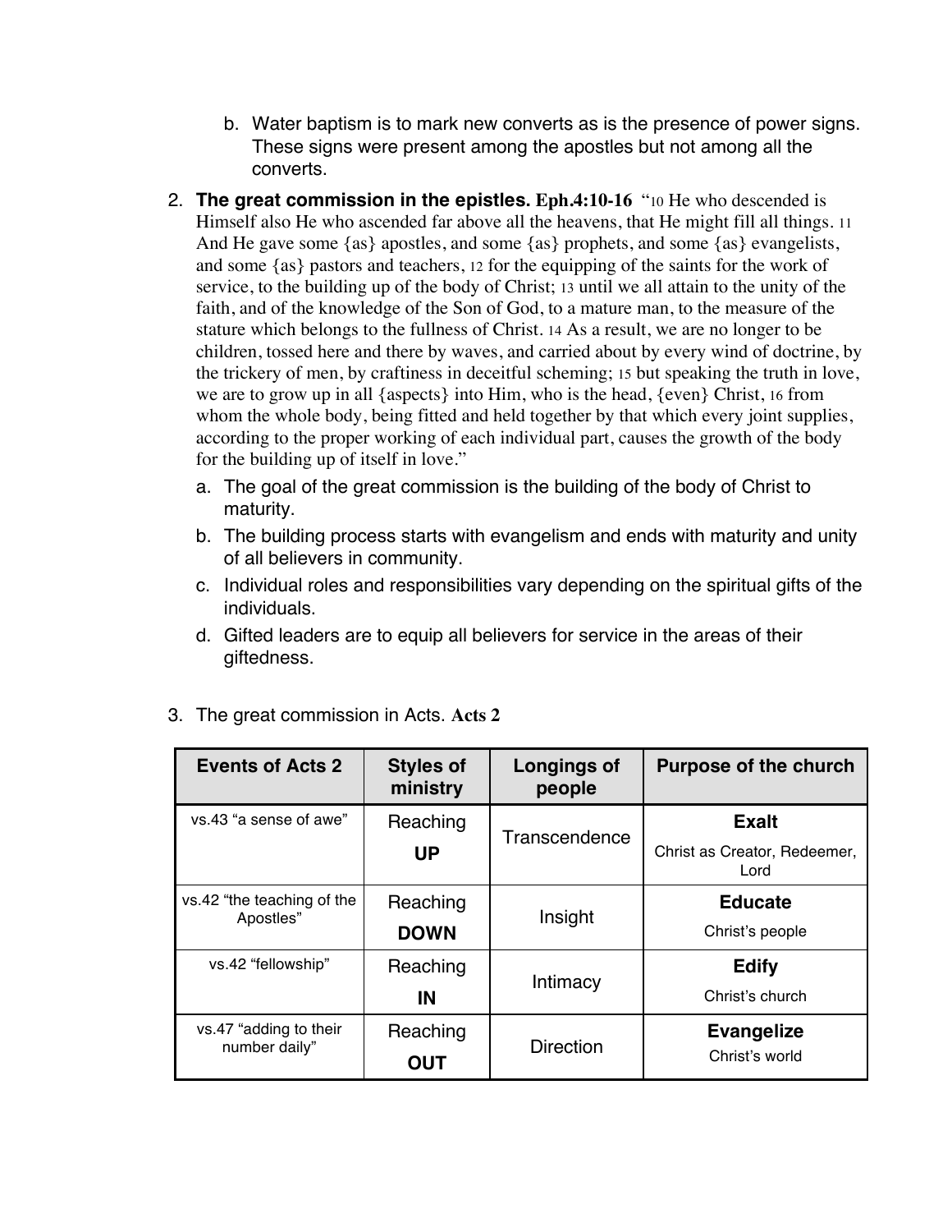b. Water baptism is to mark new converts as is the presence of power signs. These signs were present among the apostles but not among all the converts.

2. **The great commission in the epistles. Eph.4:10-16** "10 He who descended is Himself also He who ascended far above all the heavens, that He might fill all things. 11 And He gave some {as} apostles, and some {as} prophets, and some {as} evangelists, and some {as} pastors and teachers, 12 for the equipping of the saints for the work of service, to the building up of the body of Christ; 13 until we all attain to the unity of the faith, and of the knowledge of the Son of God, to a mature man, to the measure of the stature which belongs to the fullness of Christ. 14 As a result, we are no longer to be children, tossed here and there by waves, and carried about by every wind of doctrine, by the trickery of men, by craftiness in deceitful scheming; 15 but speaking the truth in love, we are to grow up in all {aspects} into Him, who is the head, {even} Christ, 16 from whom the whole body, being fitted and held together by that which every joint supplies, according to the proper working of each individual part, causes the growth of the body for the building up of itself in love."
   a. The goal of the great commission is the building of the body of Christ to maturity.
   b. The building process starts with evangelism and ends with maturity and unity of all believers in community.
   c. Individual roles and responsibilities vary depending on the spiritual gifts of the individuals.
   d. Gifted leaders are to equip all believers for service in the areas of their giftedness.

3. The great commission in Acts. **Acts 2**

| Events of Acts 2 | Styles of ministry | Longings of people | Purpose of the church |
|---|---|---|---|
| vs.43 "a sense of awe" | Reaching **UP** | Transcendence | **Exalt** Christ as Creator, Redeemer, Lord |
| vs.42 "the teaching of the Apostles" | Reaching **DOWN** | Insight | **Educate** Christ's people |
| vs.42 "fellowship" | Reaching **IN** | Intimacy | **Edify** Christ's church |
| vs.47 "adding to their number daily" | Reaching **OUT** | Direction | **Evangelize** Christ's world |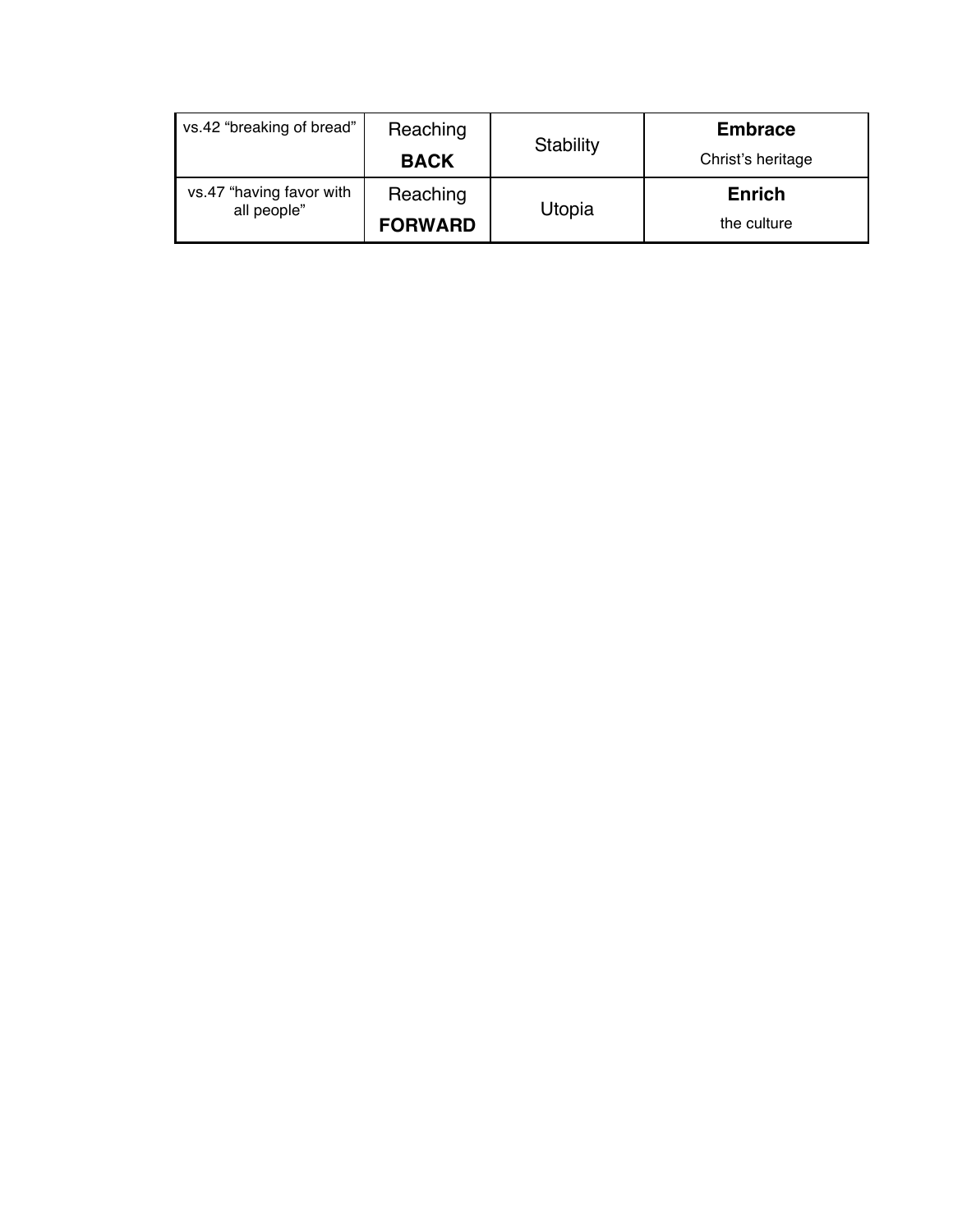| | | | |
|---|---|---|---|
| vs.42 “breaking of bread” | Reaching **BACK** | Stability | **Embrace** Christ’s heritage |
| vs.47 “having favor with all people” | Reaching **FORWARD** | Utopia | **Enrich** the culture |